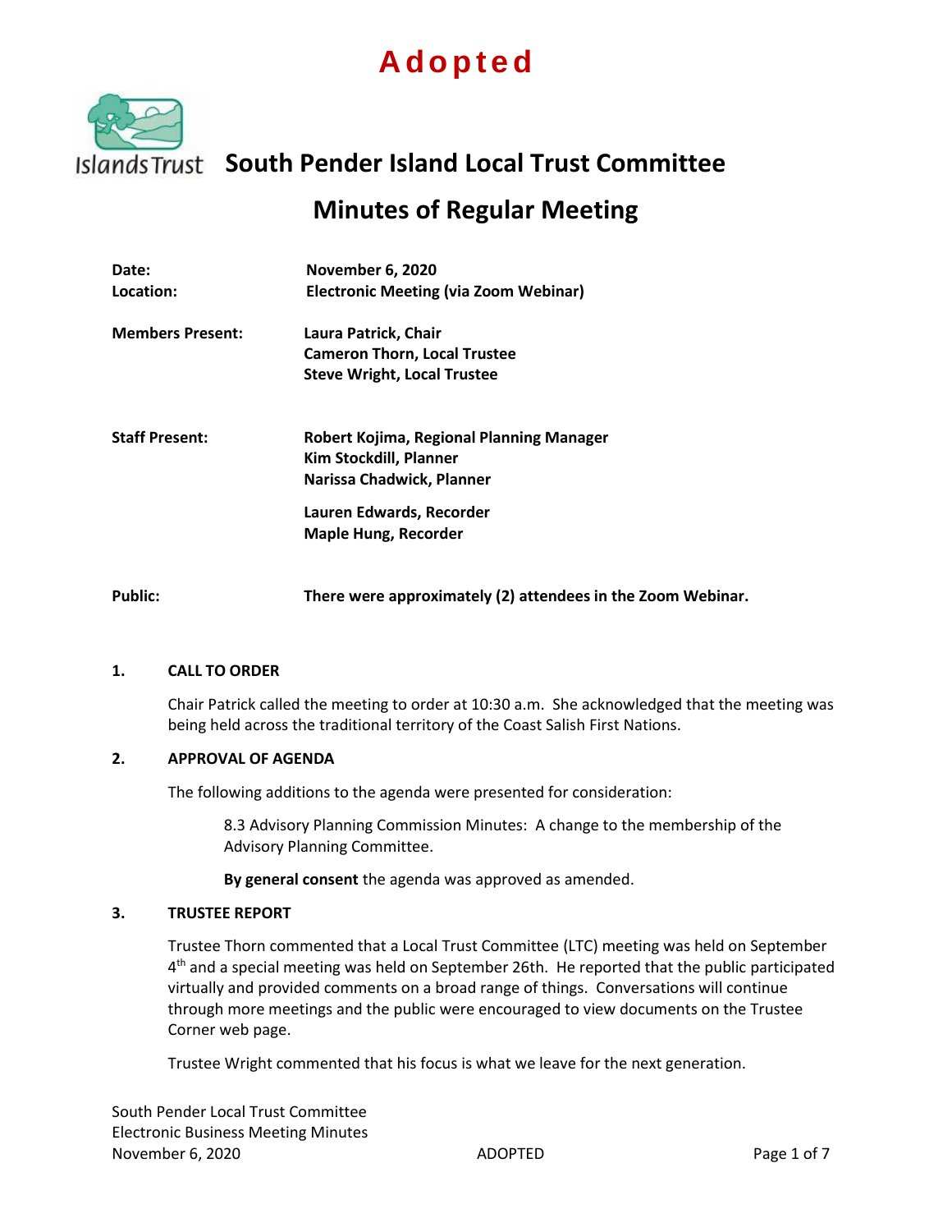# Adopted

Islands Trust

# South Pender Island Local Trust Committee

## Minutes of Regular Meeting

**Date:** November 6, 2020
**Location:** Electronic Meeting (via Zoom Webinar)

**Members Present:**
Laura Patrick, Chair
Cameron Thorn, Local Trustee
Steve Wright, Local Trustee

**Staff Present:**
Robert Kojima, Regional Planning Manager
Kim Stockdill, Planner
Narissa Chadwick, Planner

Lauren Edwards, Recorder
Maple Hung, Recorder

**Public:** There were approximately (2) attendees in the Zoom Webinar.

### 1. CALL TO ORDER

Chair Patrick called the meeting to order at 10:30 a.m. She acknowledged that the meeting was being held across the traditional territory of the Coast Salish First Nations.

### 2. APPROVAL OF AGENDA

The following additions to the agenda were presented for consideration:

8.3 Advisory Planning Commission Minutes: A change to the membership of the Advisory Planning Committee.

**By general consent** the agenda was approved as amended.

### 3. TRUSTEE REPORT

Trustee Thorn commented that a Local Trust Committee (LTC) meeting was held on September 4th and a special meeting was held on September 26th. He reported that the public participated virtually and provided comments on a broad range of things. Conversations will continue through more meetings and the public were encouraged to view documents on the Trustee Corner web page.

Trustee Wright commented that his focus is what we leave for the next generation.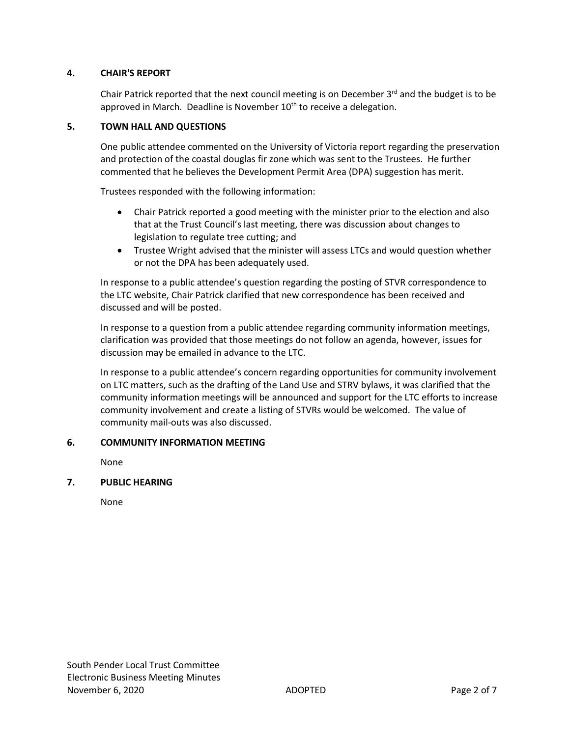## 4. CHAIR'S REPORT

Chair Patrick reported that the next council meeting is on December 3rd and the budget is to be approved in March. Deadline is November 10th to receive a delegation.

## 5. TOWN HALL AND QUESTIONS

One public attendee commented on the University of Victoria report regarding the preservation and protection of the coastal douglas fir zone which was sent to the Trustees. He further commented that he believes the Development Permit Area (DPA) suggestion has merit.

Trustees responded with the following information:

- Chair Patrick reported a good meeting with the minister prior to the election and also that at the Trust Council's last meeting, there was discussion about changes to legislation to regulate tree cutting; and
- Trustee Wright advised that the minister will assess LTCs and would question whether or not the DPA has been adequately used.

In response to a public attendee's question regarding the posting of STVR correspondence to the LTC website, Chair Patrick clarified that new correspondence has been received and discussed and will be posted.

In response to a question from a public attendee regarding community information meetings, clarification was provided that those meetings do not follow an agenda, however, issues for discussion may be emailed in advance to the LTC.

In response to a public attendee's concern regarding opportunities for community involvement on LTC matters, such as the drafting of the Land Use and STRV bylaws, it was clarified that the community information meetings will be announced and support for the LTC efforts to increase community involvement and create a listing of STVRs would be welcomed. The value of community mail-outs was also discussed.

## 6. COMMUNITY INFORMATION MEETING

None

## 7. PUBLIC HEARING

None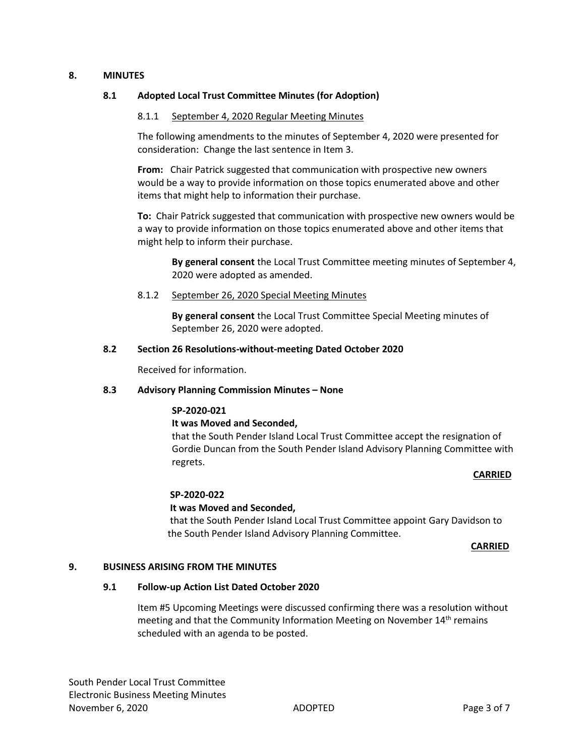## 8. MINUTES

### 8.1 Adopted Local Trust Committee Minutes (for Adoption)

8.1.1 September 4, 2020 Regular Meeting Minutes

The following amendments to the minutes of September 4, 2020 were presented for consideration: Change the last sentence in Item 3.

**From:** Chair Patrick suggested that communication with prospective new owners would be a way to provide information on those topics enumerated above and other items that might help to information their purchase.

**To:** Chair Patrick suggested that communication with prospective new owners would be a way to provide information on those topics enumerated above and other items that might help to inform their purchase.

> **By general consent** the Local Trust Committee meeting minutes of September 4, 2020 were adopted as amended.

8.1.2 September 26, 2020 Special Meeting Minutes

> **By general consent** the Local Trust Committee Special Meeting minutes of September 26, 2020 were adopted.

### 8.2 Section 26 Resolutions-without-meeting Dated October 2020

Received for information.

### 8.3 Advisory Planning Commission Minutes – None

**SP-2020-021**
**It was Moved and Seconded,**
that the South Pender Island Local Trust Committee accept the resignation of Gordie Duncan from the South Pender Island Advisory Planning Committee with regrets.

**CARRIED**

**SP-2020-022**
**It was Moved and Seconded,**
that the South Pender Island Local Trust Committee appoint Gary Davidson to the South Pender Island Advisory Planning Committee.

**CARRIED**

## 9. BUSINESS ARISING FROM THE MINUTES

### 9.1 Follow-up Action List Dated October 2020

Item #5 Upcoming Meetings were discussed confirming there was a resolution without meeting and that the Community Information Meeting on November 14th remains scheduled with an agenda to be posted.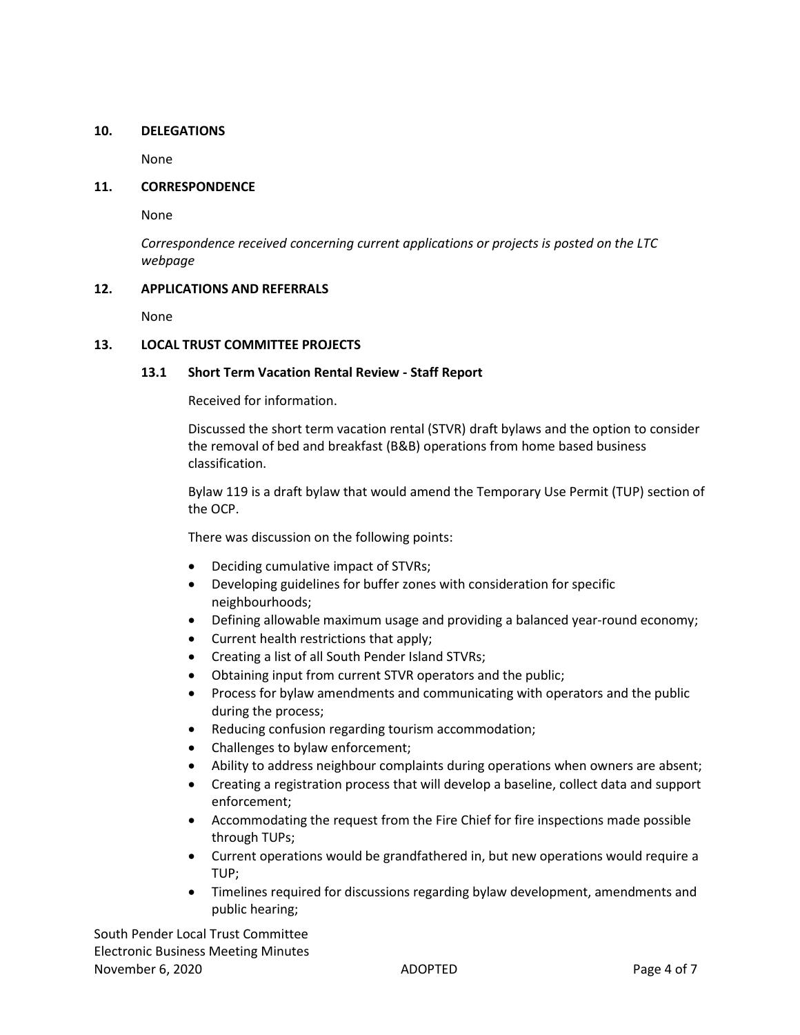## 10. DELEGATIONS

None

## 11. CORRESPONDENCE

None

*Correspondence received concerning current applications or projects is posted on the LTC webpage*

## 12. APPLICATIONS AND REFERRALS

None

## 13. LOCAL TRUST COMMITTEE PROJECTS

### 13.1 Short Term Vacation Rental Review - Staff Report

Received for information.

Discussed the short term vacation rental (STVR) draft bylaws and the option to consider the removal of bed and breakfast (B&B) operations from home based business classification.

Bylaw 119 is a draft bylaw that would amend the Temporary Use Permit (TUP) section of the OCP.

There was discussion on the following points:

- Deciding cumulative impact of STVRs;
- Developing guidelines for buffer zones with consideration for specific neighbourhoods;
- Defining allowable maximum usage and providing a balanced year-round economy;
- Current health restrictions that apply;
- Creating a list of all South Pender Island STVRs;
- Obtaining input from current STVR operators and the public;
- Process for bylaw amendments and communicating with operators and the public during the process;
- Reducing confusion regarding tourism accommodation;
- Challenges to bylaw enforcement;
- Ability to address neighbour complaints during operations when owners are absent;
- Creating a registration process that will develop a baseline, collect data and support enforcement;
- Accommodating the request from the Fire Chief for fire inspections made possible through TUPs;
- Current operations would be grandfathered in, but new operations would require a TUP;
- Timelines required for discussions regarding bylaw development, amendments and public hearing;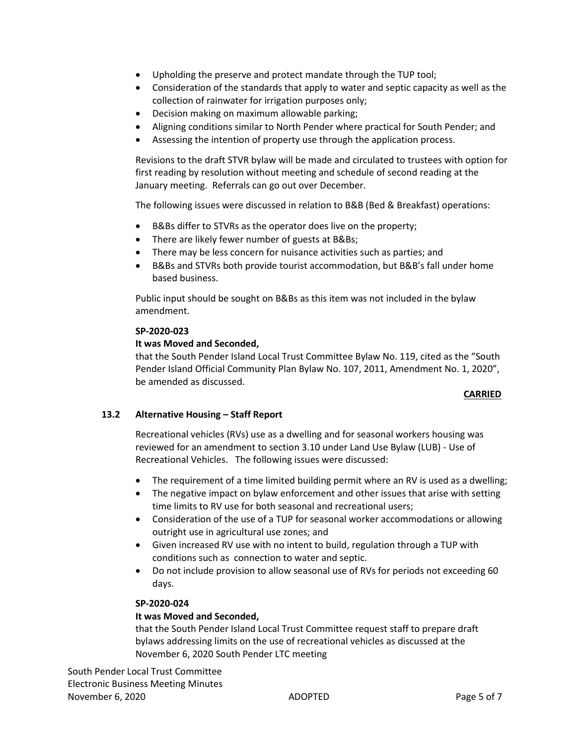- Upholding the preserve and protect mandate through the TUP tool;
- Consideration of the standards that apply to water and septic capacity as well as the collection of rainwater for irrigation purposes only;
- Decision making on maximum allowable parking;
- Aligning conditions similar to North Pender where practical for South Pender; and
- Assessing the intention of property use through the application process.

Revisions to the draft STVR bylaw will be made and circulated to trustees with option for first reading by resolution without meeting and schedule of second reading at the January meeting. Referrals can go out over December.

The following issues were discussed in relation to B&B (Bed & Breakfast) operations:

- B&Bs differ to STVRs as the operator does live on the property;
- There are likely fewer number of guests at B&Bs;
- There may be less concern for nuisance activities such as parties; and
- B&Bs and STVRs both provide tourist accommodation, but B&B's fall under home based business.

Public input should be sought on B&Bs as this item was not included in the bylaw amendment.

**SP-2020-023**

**It was Moved and Seconded,**

that the South Pender Island Local Trust Committee Bylaw No. 119, cited as the "South Pender Island Official Community Plan Bylaw No. 107, 2011, Amendment No. 1, 2020", be amended as discussed.

**CARRIED**

### 13.2 Alternative Housing – Staff Report

Recreational vehicles (RVs) use as a dwelling and for seasonal workers housing was reviewed for an amendment to section 3.10 under Land Use Bylaw (LUB) - Use of Recreational Vehicles. The following issues were discussed:

- The requirement of a time limited building permit where an RV is used as a dwelling;
- The negative impact on bylaw enforcement and other issues that arise with setting time limits to RV use for both seasonal and recreational users;
- Consideration of the use of a TUP for seasonal worker accommodations or allowing outright use in agricultural use zones; and
- Given increased RV use with no intent to build, regulation through a TUP with conditions such as connection to water and septic.
- Do not include provision to allow seasonal use of RVs for periods not exceeding 60 days.

**SP-2020-024**

**It was Moved and Seconded,**

that the South Pender Island Local Trust Committee request staff to prepare draft bylaws addressing limits on the use of recreational vehicles as discussed at the November 6, 2020 South Pender LTC meeting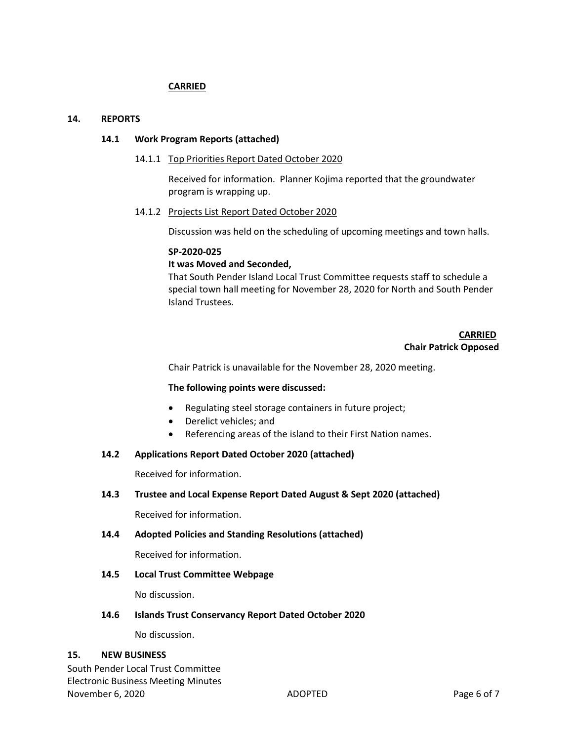**CARRIED**

## 14. REPORTS

### 14.1 Work Program Reports (attached)

#### 14.1.1 Top Priorities Report Dated October 2020

Received for information. Planner Kojima reported that the groundwater program is wrapping up.

#### 14.1.2 Projects List Report Dated October 2020

Discussion was held on the scheduling of upcoming meetings and town halls.

**SP-2020-025**
**It was Moved and Seconded,**
That South Pender Island Local Trust Committee requests staff to schedule a special town hall meeting for November 28, 2020 for North and South Pender Island Trustees.

**CARRIED**
**Chair Patrick Opposed**

Chair Patrick is unavailable for the November 28, 2020 meeting.

**The following points were discussed:**

- Regulating steel storage containers in future project;
- Derelict vehicles; and
- Referencing areas of the island to their First Nation names.

### 14.2 Applications Report Dated October 2020 (attached)

Received for information.

### 14.3 Trustee and Local Expense Report Dated August & Sept 2020 (attached)

Received for information.

### 14.4 Adopted Policies and Standing Resolutions (attached)

Received for information.

### 14.5 Local Trust Committee Webpage

No discussion.

### 14.6 Islands Trust Conservancy Report Dated October 2020

No discussion.

## 15. NEW BUSINESS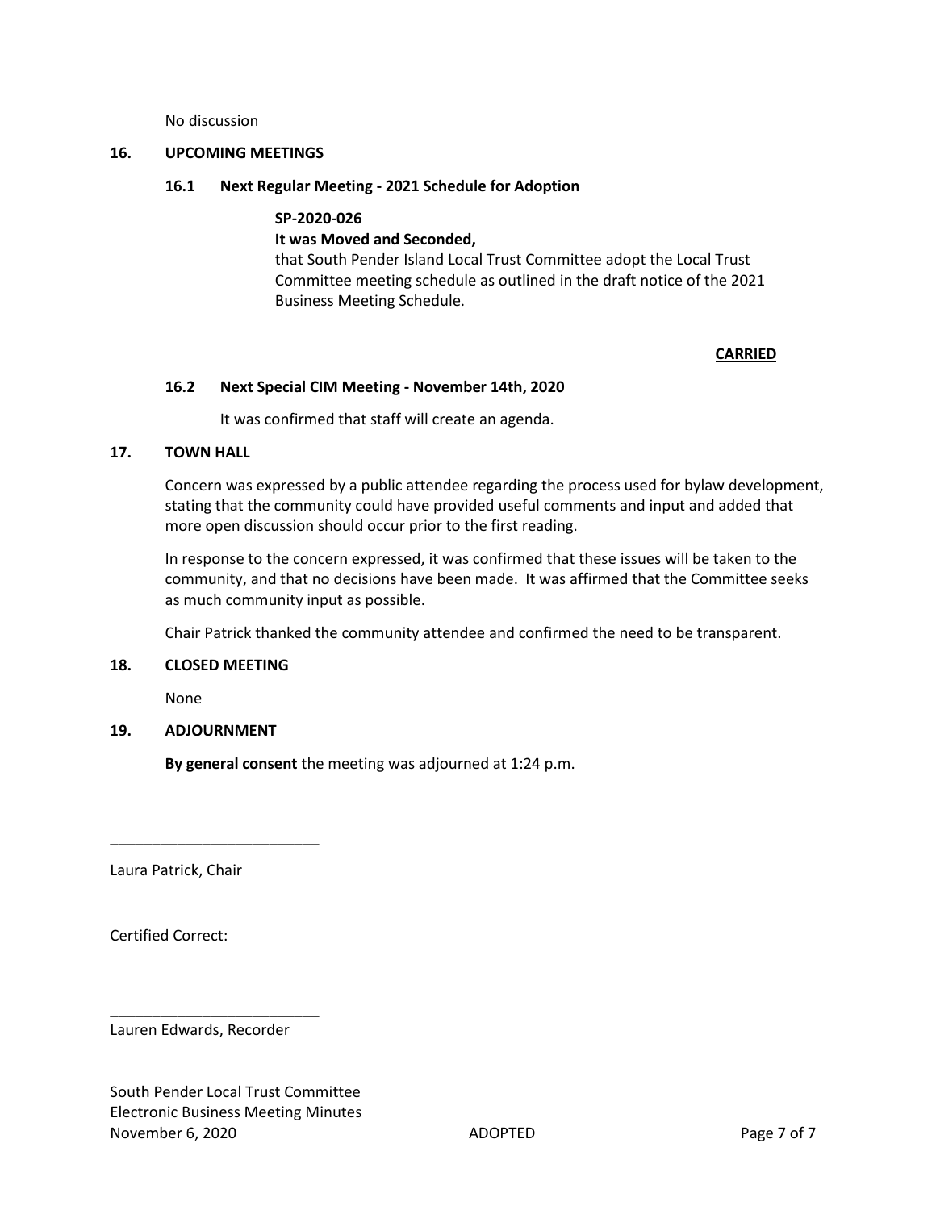No discussion

## 16. UPCOMING MEETINGS

### 16.1 Next Regular Meeting - 2021 Schedule for Adoption

**SP-2020-026**

**It was Moved and Seconded,**

that South Pender Island Local Trust Committee adopt the Local Trust Committee meeting schedule as outlined in the draft notice of the 2021 Business Meeting Schedule.

**CARRIED**

### 16.2 Next Special CIM Meeting - November 14th, 2020

It was confirmed that staff will create an agenda.

## 17. TOWN HALL

Concern was expressed by a public attendee regarding the process used for bylaw development, stating that the community could have provided useful comments and input and added that more open discussion should occur prior to the first reading.

In response to the concern expressed, it was confirmed that these issues will be taken to the community, and that no decisions have been made. It was affirmed that the Committee seeks as much community input as possible.

Chair Patrick thanked the community attendee and confirmed the need to be transparent.

## 18. CLOSED MEETING

None

## 19. ADJOURNMENT

**By general consent** the meeting was adjourned at 1:24 p.m.

\_\_\_\_\_\_\_\_\_\_\_\_\_\_\_\_\_\_\_\_\_\_\_\_\_

Laura Patrick, Chair

Certified Correct:

\_\_\_\_\_\_\_\_\_\_\_\_\_\_\_\_\_\_\_\_\_\_\_\_\_

Lauren Edwards, Recorder